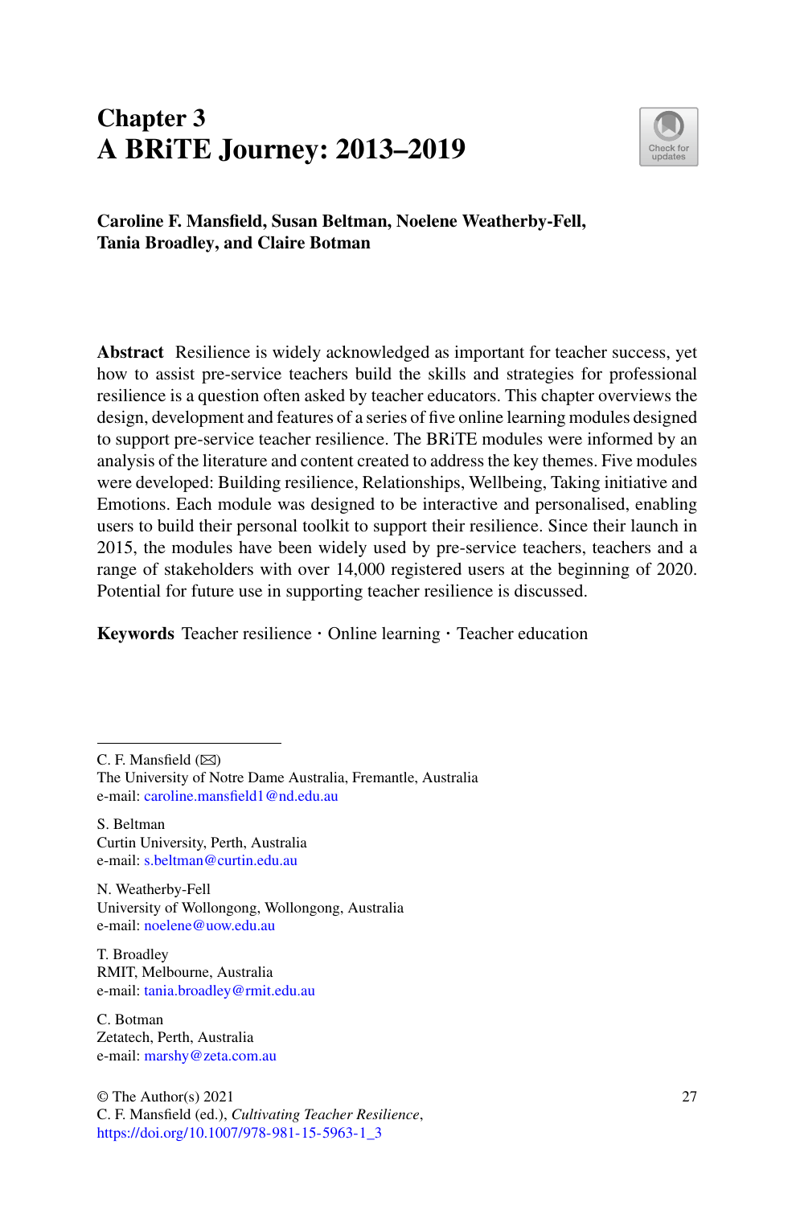# Chapter 3
# A BRiTE Journey: 2013–2019

**Caroline F. Mansfield, Susan Beltman, Noelene Weatherby-Fell, Tania Broadley, and Claire Botman**

**Abstract** Resilience is widely acknowledged as important for teacher success, yet how to assist pre-service teachers build the skills and strategies for professional resilience is a question often asked by teacher educators. This chapter overviews the design, development and features of a series of five online learning modules designed to support pre-service teacher resilience. The BRiTE modules were informed by an analysis of the literature and content created to address the key themes. Five modules were developed: Building resilience, Relationships, Wellbeing, Taking initiative and Emotions. Each module was designed to be interactive and personalised, enabling users to build their personal toolkit to support their resilience. Since their launch in 2015, the modules have been widely used by pre-service teachers, teachers and a range of stakeholders with over 14,000 registered users at the beginning of 2020. Potential for future use in supporting teacher resilience is discussed.

**Keywords** Teacher resilience · Online learning · Teacher education

---

C. F. Mansfield (✉)
The University of Notre Dame Australia, Fremantle, Australia
e-mail: caroline.mansfield1@nd.edu.au

S. Beltman
Curtin University, Perth, Australia
e-mail: s.beltman@curtin.edu.au

N. Weatherby-Fell
University of Wollongong, Wollongong, Australia
e-mail: noelene@uow.edu.au

T. Broadley
RMIT, Melbourne, Australia
e-mail: tania.broadley@rmit.edu.au

C. Botman
Zetatech, Perth, Australia
e-mail: marshy@zeta.com.au

© The Author(s) 2021
C. F. Mansfield (ed.), *Cultivating Teacher Resilience*,
https://doi.org/10.1007/978-981-15-5963-1_3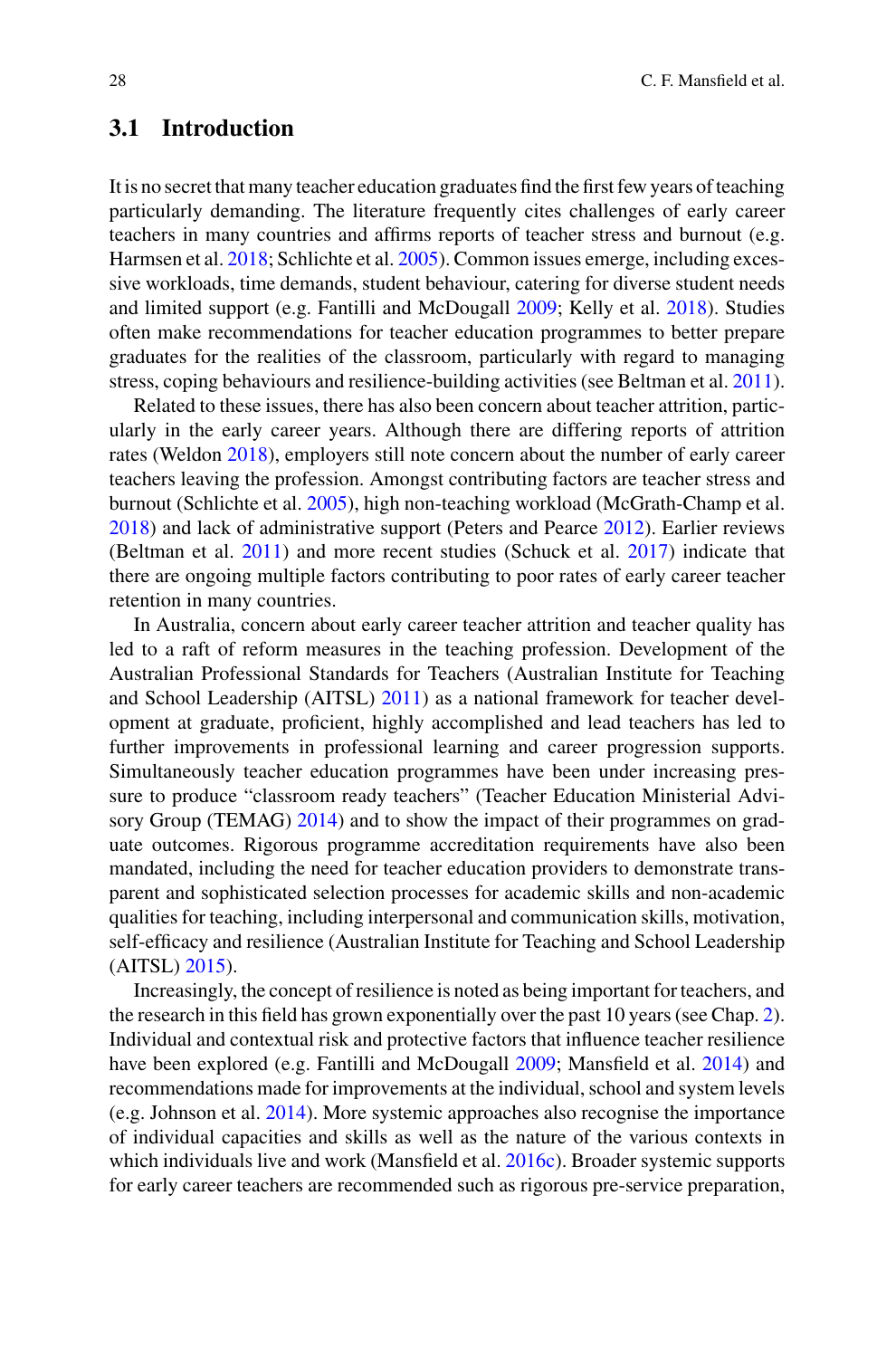## 3.1 Introduction

It is no secret that many teacher education graduates find the first few years of teaching particularly demanding. The literature frequently cites challenges of early career teachers in many countries and affirms reports of teacher stress and burnout (e.g. Harmsen et al. 2018; Schlichte et al. 2005). Common issues emerge, including excessive workloads, time demands, student behaviour, catering for diverse student needs and limited support (e.g. Fantilli and McDougall 2009; Kelly et al. 2018). Studies often make recommendations for teacher education programmes to better prepare graduates for the realities of the classroom, particularly with regard to managing stress, coping behaviours and resilience-building activities (see Beltman et al. 2011).

Related to these issues, there has also been concern about teacher attrition, particularly in the early career years. Although there are differing reports of attrition rates (Weldon 2018), employers still note concern about the number of early career teachers leaving the profession. Amongst contributing factors are teacher stress and burnout (Schlichte et al. 2005), high non-teaching workload (McGrath-Champ et al. 2018) and lack of administrative support (Peters and Pearce 2012). Earlier reviews (Beltman et al. 2011) and more recent studies (Schuck et al. 2017) indicate that there are ongoing multiple factors contributing to poor rates of early career teacher retention in many countries.

In Australia, concern about early career teacher attrition and teacher quality has led to a raft of reform measures in the teaching profession. Development of the Australian Professional Standards for Teachers (Australian Institute for Teaching and School Leadership (AITSL) 2011) as a national framework for teacher development at graduate, proficient, highly accomplished and lead teachers has led to further improvements in professional learning and career progression supports. Simultaneously teacher education programmes have been under increasing pressure to produce "classroom ready teachers" (Teacher Education Ministerial Advisory Group (TEMAG) 2014) and to show the impact of their programmes on graduate outcomes. Rigorous programme accreditation requirements have also been mandated, including the need for teacher education providers to demonstrate transparent and sophisticated selection processes for academic skills and non-academic qualities for teaching, including interpersonal and communication skills, motivation, self-efficacy and resilience (Australian Institute for Teaching and School Leadership (AITSL) 2015).

Increasingly, the concept of resilience is noted as being important for teachers, and the research in this field has grown exponentially over the past 10 years (see Chap. 2). Individual and contextual risk and protective factors that influence teacher resilience have been explored (e.g. Fantilli and McDougall 2009; Mansfield et al. 2014) and recommendations made for improvements at the individual, school and system levels (e.g. Johnson et al. 2014). More systemic approaches also recognise the importance of individual capacities and skills as well as the nature of the various contexts in which individuals live and work (Mansfield et al. 2016c). Broader systemic supports for early career teachers are recommended such as rigorous pre-service preparation,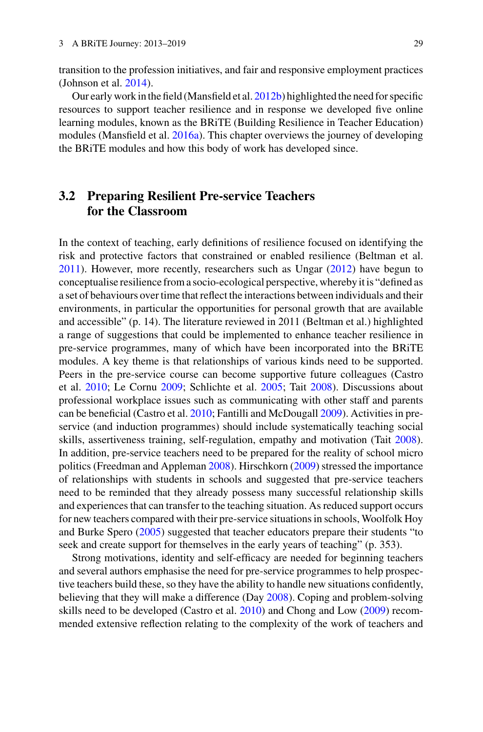transition to the profession initiatives, and fair and responsive employment practices (Johnson et al. 2014).

Our early work in the field (Mansfield et al. 2012b) highlighted the need for specific resources to support teacher resilience and in response we developed five online learning modules, known as the BRiTE (Building Resilience in Teacher Education) modules (Mansfield et al. 2016a). This chapter overviews the journey of developing the BRiTE modules and how this body of work has developed since.

## 3.2 Preparing Resilient Pre-service Teachers for the Classroom

In the context of teaching, early definitions of resilience focused on identifying the risk and protective factors that constrained or enabled resilience (Beltman et al. 2011). However, more recently, researchers such as Ungar (2012) have begun to conceptualise resilience from a socio-ecological perspective, whereby it is "defined as a set of behaviours over time that reflect the interactions between individuals and their environments, in particular the opportunities for personal growth that are available and accessible" (p. 14). The literature reviewed in 2011 (Beltman et al.) highlighted a range of suggestions that could be implemented to enhance teacher resilience in pre-service programmes, many of which have been incorporated into the BRiTE modules. A key theme is that relationships of various kinds need to be supported. Peers in the pre-service course can become supportive future colleagues (Castro et al. 2010; Le Cornu 2009; Schlichte et al. 2005; Tait 2008). Discussions about professional workplace issues such as communicating with other staff and parents can be beneficial (Castro et al. 2010; Fantilli and McDougall 2009). Activities in pre-service (and induction programmes) should include systematically teaching social skills, assertiveness training, self-regulation, empathy and motivation (Tait 2008). In addition, pre-service teachers need to be prepared for the reality of school micro politics (Freedman and Appleman 2008). Hirschkorn (2009) stressed the importance of relationships with students in schools and suggested that pre-service teachers need to be reminded that they already possess many successful relationship skills and experiences that can transfer to the teaching situation. As reduced support occurs for new teachers compared with their pre-service situations in schools, Woolfolk Hoy and Burke Spero (2005) suggested that teacher educators prepare their students "to seek and create support for themselves in the early years of teaching" (p. 353).

Strong motivations, identity and self-efficacy are needed for beginning teachers and several authors emphasise the need for pre-service programmes to help prospective teachers build these, so they have the ability to handle new situations confidently, believing that they will make a difference (Day 2008). Coping and problem-solving skills need to be developed (Castro et al. 2010) and Chong and Low (2009) recommended extensive reflection relating to the complexity of the work of teachers and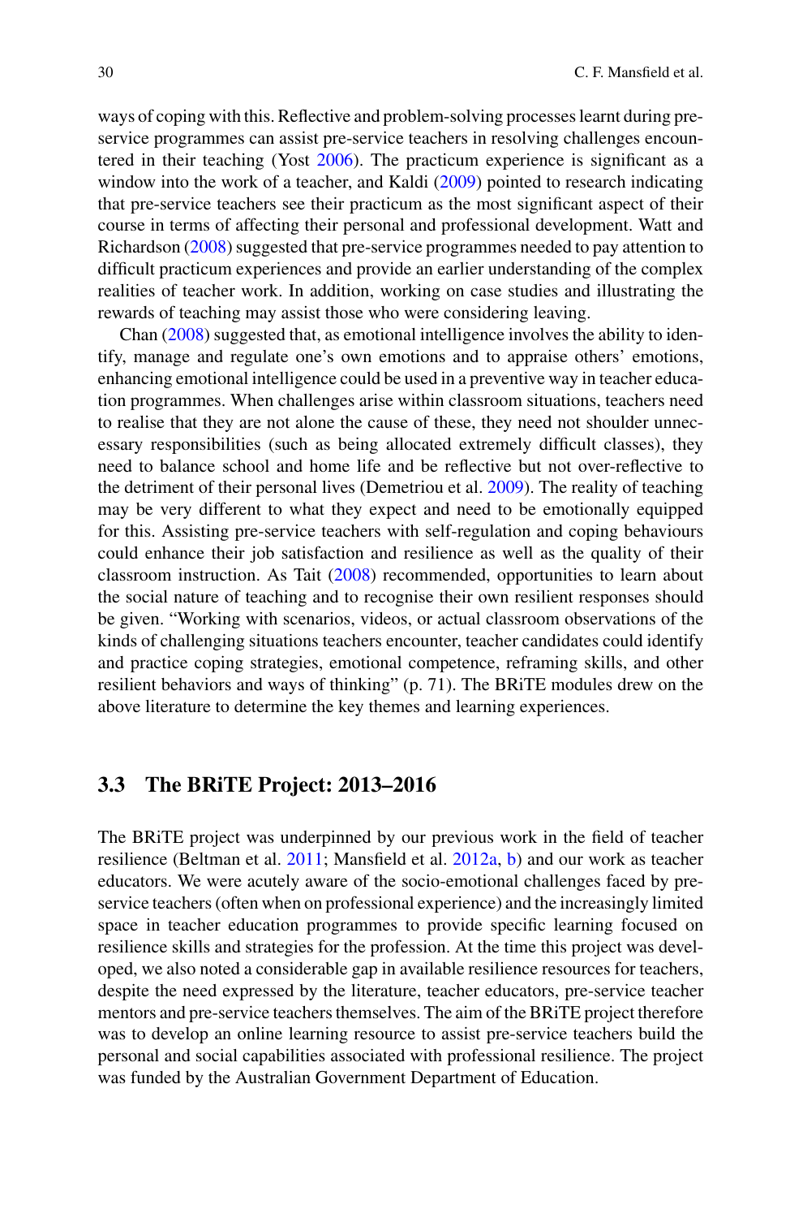ways of coping with this. Reflective and problem-solving processes learnt during pre-service programmes can assist pre-service teachers in resolving challenges encountered in their teaching (Yost 2006). The practicum experience is significant as a window into the work of a teacher, and Kaldi (2009) pointed to research indicating that pre-service teachers see their practicum as the most significant aspect of their course in terms of affecting their personal and professional development. Watt and Richardson (2008) suggested that pre-service programmes needed to pay attention to difficult practicum experiences and provide an earlier understanding of the complex realities of teacher work. In addition, working on case studies and illustrating the rewards of teaching may assist those who were considering leaving.

Chan (2008) suggested that, as emotional intelligence involves the ability to identify, manage and regulate one's own emotions and to appraise others' emotions, enhancing emotional intelligence could be used in a preventive way in teacher education programmes. When challenges arise within classroom situations, teachers need to realise that they are not alone the cause of these, they need not shoulder unnecessary responsibilities (such as being allocated extremely difficult classes), they need to balance school and home life and be reflective but not over-reflective to the detriment of their personal lives (Demetriou et al. 2009). The reality of teaching may be very different to what they expect and need to be emotionally equipped for this. Assisting pre-service teachers with self-regulation and coping behaviours could enhance their job satisfaction and resilience as well as the quality of their classroom instruction. As Tait (2008) recommended, opportunities to learn about the social nature of teaching and to recognise their own resilient responses should be given. "Working with scenarios, videos, or actual classroom observations of the kinds of challenging situations teachers encounter, teacher candidates could identify and practice coping strategies, emotional competence, reframing skills, and other resilient behaviors and ways of thinking" (p. 71). The BRiTE modules drew on the above literature to determine the key themes and learning experiences.

## 3.3 The BRiTE Project: 2013–2016

The BRiTE project was underpinned by our previous work in the field of teacher resilience (Beltman et al. 2011; Mansfield et al. 2012a, b) and our work as teacher educators. We were acutely aware of the socio-emotional challenges faced by pre-service teachers (often when on professional experience) and the increasingly limited space in teacher education programmes to provide specific learning focused on resilience skills and strategies for the profession. At the time this project was developed, we also noted a considerable gap in available resilience resources for teachers, despite the need expressed by the literature, teacher educators, pre-service teacher mentors and pre-service teachers themselves. The aim of the BRiTE project therefore was to develop an online learning resource to assist pre-service teachers build the personal and social capabilities associated with professional resilience. The project was funded by the Australian Government Department of Education.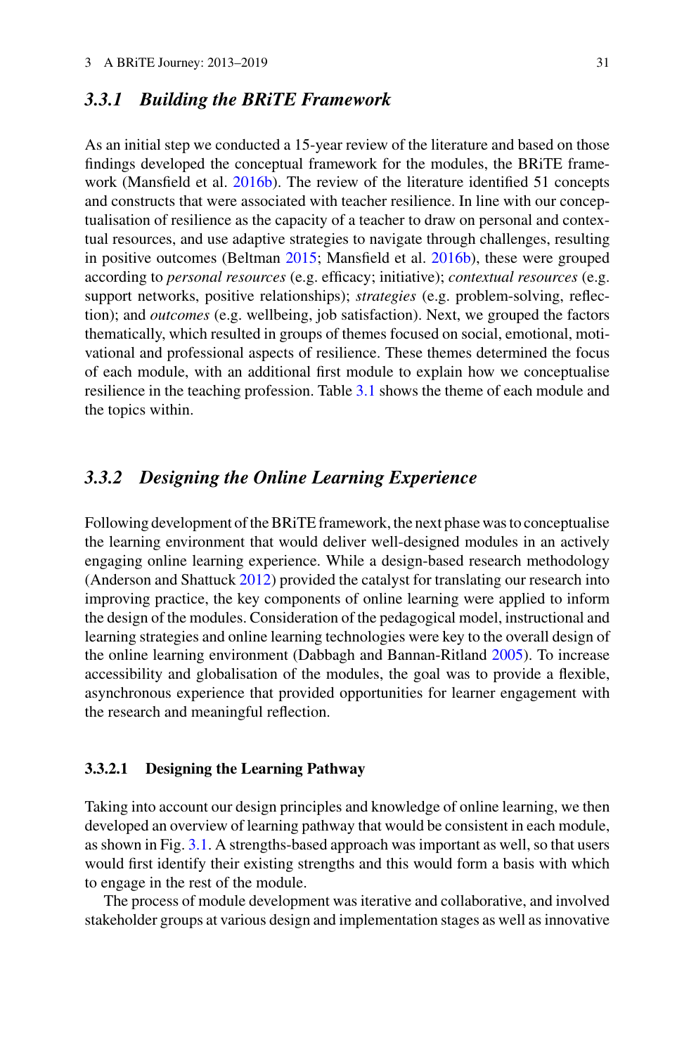### *3.3.1 Building the BRiTE Framework*

As an initial step we conducted a 15-year review of the literature and based on those findings developed the conceptual framework for the modules, the BRiTE framework (Mansfield et al. 2016b). The review of the literature identified 51 concepts and constructs that were associated with teacher resilience. In line with our conceptualisation of resilience as the capacity of a teacher to draw on personal and contextual resources, and use adaptive strategies to navigate through challenges, resulting in positive outcomes (Beltman 2015; Mansfield et al. 2016b), these were grouped according to *personal resources* (e.g. efficacy; initiative); *contextual resources* (e.g. support networks, positive relationships); *strategies* (e.g. problem-solving, reflection); and *outcomes* (e.g. wellbeing, job satisfaction). Next, we grouped the factors thematically, which resulted in groups of themes focused on social, emotional, motivational and professional aspects of resilience. These themes determined the focus of each module, with an additional first module to explain how we conceptualise resilience in the teaching profession. Table 3.1 shows the theme of each module and the topics within.

### *3.3.2 Designing the Online Learning Experience*

Following development of the BRiTE framework, the next phase was to conceptualise the learning environment that would deliver well-designed modules in an actively engaging online learning experience. While a design-based research methodology (Anderson and Shattuck 2012) provided the catalyst for translating our research into improving practice, the key components of online learning were applied to inform the design of the modules. Consideration of the pedagogical model, instructional and learning strategies and online learning technologies were key to the overall design of the online learning environment (Dabbagh and Bannan-Ritland 2005). To increase accessibility and globalisation of the modules, the goal was to provide a flexible, asynchronous experience that provided opportunities for learner engagement with the research and meaningful reflection.

#### 3.3.2.1 Designing the Learning Pathway

Taking into account our design principles and knowledge of online learning, we then developed an overview of learning pathway that would be consistent in each module, as shown in Fig. 3.1. A strengths-based approach was important as well, so that users would first identify their existing strengths and this would form a basis with which to engage in the rest of the module.

The process of module development was iterative and collaborative, and involved stakeholder groups at various design and implementation stages as well as innovative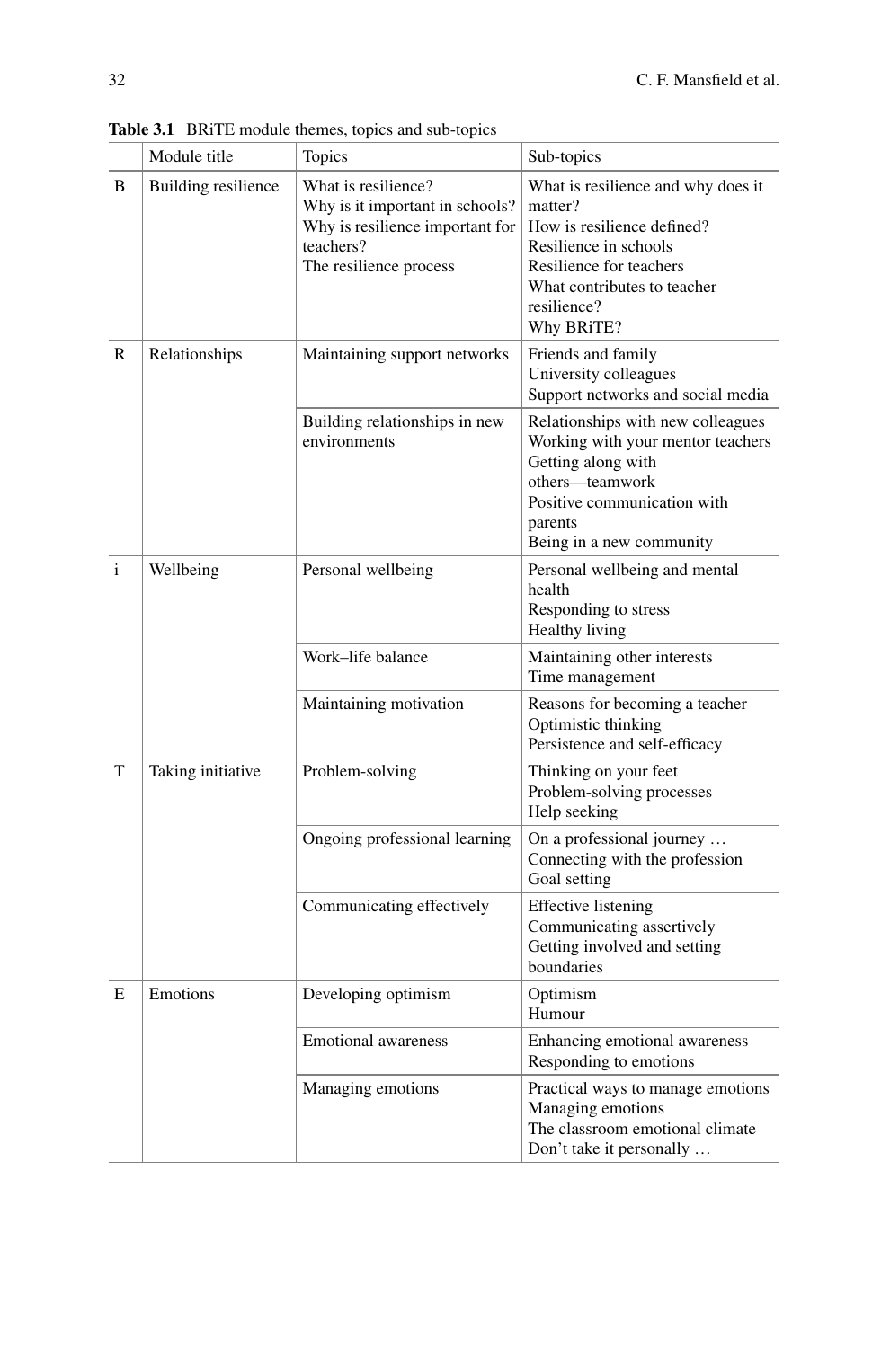**Table 3.1** BRiTE module themes, topics and sub-topics

| | Module title | Topics | Sub-topics |
|---|---|---|---|
| B | Building resilience | What is resilience?<br>Why is it important in schools?<br>Why is resilience important for teachers?<br>The resilience process | What is resilience and why does it matter?<br>How is resilience defined?<br>Resilience in schools<br>Resilience for teachers<br>What contributes to teacher resilience?<br>Why BRiTE? |
| R | Relationships | Maintaining support networks | Friends and family<br>University colleagues<br>Support networks and social media |
| | | Building relationships in new environments | Relationships with new colleagues<br>Working with your mentor teachers<br>Getting along with others—teamwork<br>Positive communication with parents<br>Being in a new community |
| i | Wellbeing | Personal wellbeing | Personal wellbeing and mental health<br>Responding to stress<br>Healthy living |
| | | Work–life balance | Maintaining other interests<br>Time management |
| | | Maintaining motivation | Reasons for becoming a teacher<br>Optimistic thinking<br>Persistence and self-efficacy |
| T | Taking initiative | Problem-solving | Thinking on your feet<br>Problem-solving processes<br>Help seeking |
| | | Ongoing professional learning | On a professional journey …<br>Connecting with the profession<br>Goal setting |
| | | Communicating effectively | Effective listening<br>Communicating assertively<br>Getting involved and setting boundaries |
| E | Emotions | Developing optimism | Optimism<br>Humour |
| | | Emotional awareness | Enhancing emotional awareness<br>Responding to emotions |
| | | Managing emotions | Practical ways to manage emotions<br>Managing emotions<br>The classroom emotional climate<br>Don't take it personally … |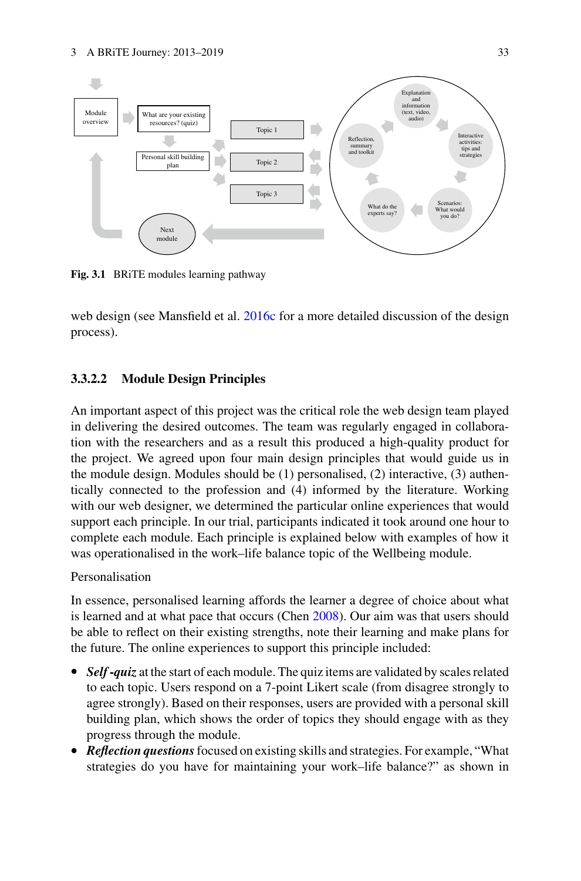Fig. 3.1 BRiTE modules learning pathway

web design (see Mansfield et al. 2016c for a more detailed discussion of the design process).

#### 3.3.2.2 Module Design Principles

An important aspect of this project was the critical role the web design team played in delivering the desired outcomes. The team was regularly engaged in collaboration with the researchers and as a result this produced a high-quality product for the project. We agreed upon four main design principles that would guide us in the module design. Modules should be (1) personalised, (2) interactive, (3) authentically connected to the profession and (4) informed by the literature. Working with our web designer, we determined the particular online experiences that would support each principle. In our trial, participants indicated it took around one hour to complete each module. Each principle is explained below with examples of how it was operationalised in the work–life balance topic of the Wellbeing module.

Personalisation

In essence, personalised learning affords the learner a degree of choice about what is learned and at what pace that occurs (Chen 2008). Our aim was that users should be able to reflect on their existing strengths, note their learning and make plans for the future. The online experiences to support this principle included:

- ***Self -quiz*** at the start of each module. The quiz items are validated by scales related to each topic. Users respond on a 7-point Likert scale (from disagree strongly to agree strongly). Based on their responses, users are provided with a personal skill building plan, which shows the order of topics they should engage with as they progress through the module.
- ***Reflection questions*** focused on existing skills and strategies. For example, "What strategies do you have for maintaining your work–life balance?" as shown in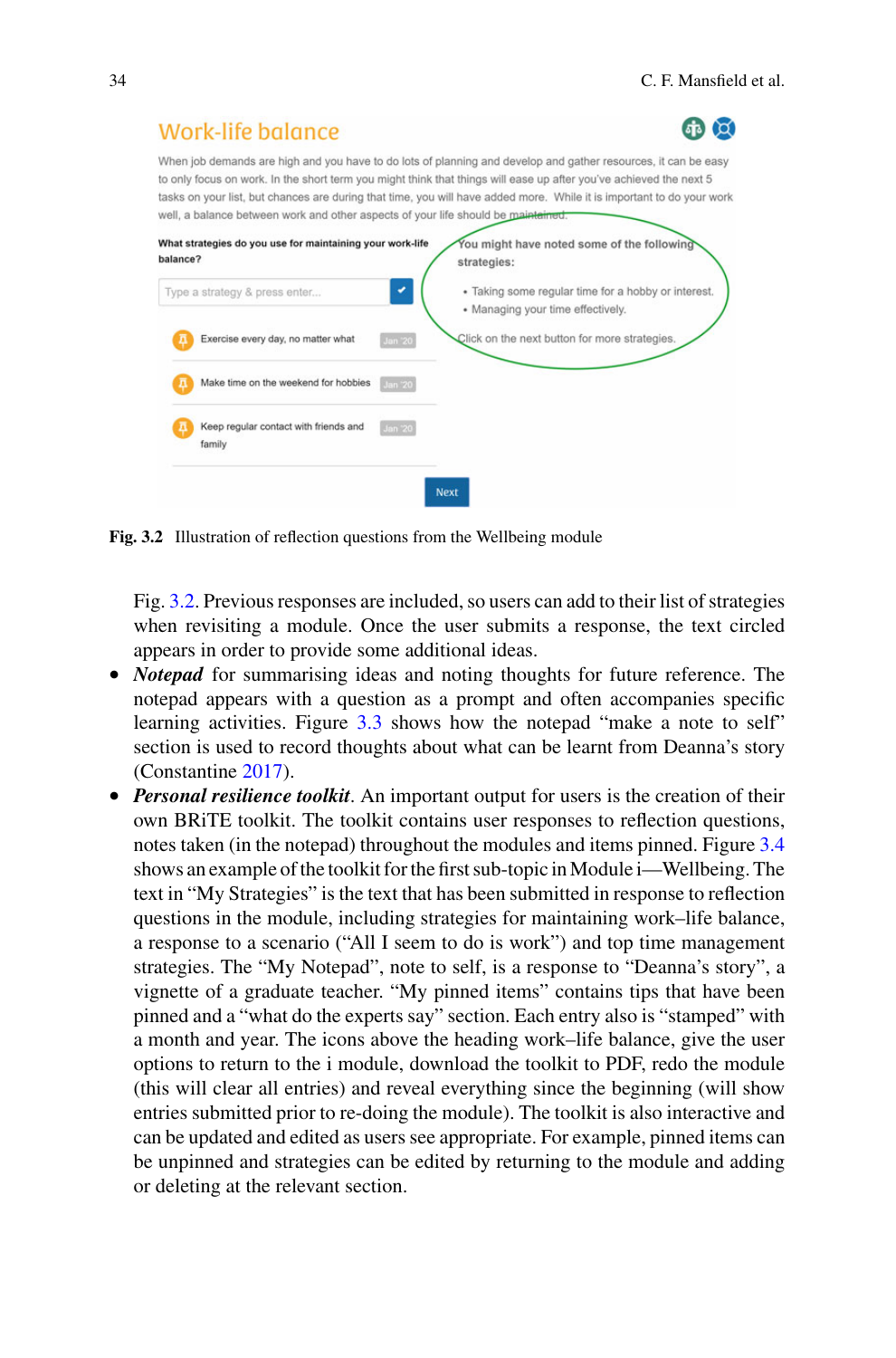# Work-life balance

When job demands are high and you have to do lots of planning and develop and gather resources, it can be easy to only focus on work. In the short term you might think that things will ease up after you've achieved the next 5 tasks on your list, but chances are during that time, you will have added more. While it is important to do your work well, a balance between work and other aspects of your life should be maintained.

**What strategies do you use for maintaining your work-life balance?**

Type a strategy & press enter...

- Exercise every day, no matter what — Jan '20
- Make time on the weekend for hobbies — Jan '20
- Keep regular contact with friends and family — Jan '20

You might have noted some of the following strategies:

- Taking some regular time for a hobby or interest.
- Managing your time effectively.

Click on the next button for more strategies.

Next

**Fig. 3.2** Illustration of reflection questions from the Wellbeing module

Fig. 3.2. Previous responses are included, so users can add to their list of strategies when revisiting a module. Once the user submits a response, the text circled appears in order to provide some additional ideas.

- ***Notepad*** for summarising ideas and noting thoughts for future reference. The notepad appears with a question as a prompt and often accompanies specific learning activities. Figure 3.3 shows how the notepad "make a note to self" section is used to record thoughts about what can be learnt from Deanna's story (Constantine 2017).
- ***Personal resilience toolkit***. An important output for users is the creation of their own BRiTE toolkit. The toolkit contains user responses to reflection questions, notes taken (in the notepad) throughout the modules and items pinned. Figure 3.4 shows an example of the toolkit for the first sub-topic in Module i—Wellbeing. The text in "My Strategies" is the text that has been submitted in response to reflection questions in the module, including strategies for maintaining work–life balance, a response to a scenario ("All I seem to do is work") and top time management strategies. The "My Notepad", note to self, is a response to "Deanna's story", a vignette of a graduate teacher. "My pinned items" contains tips that have been pinned and a "what do the experts say" section. Each entry also is "stamped" with a month and year. The icons above the heading work–life balance, give the user options to return to the i module, download the toolkit to PDF, redo the module (this will clear all entries) and reveal everything since the beginning (will show entries submitted prior to re-doing the module). The toolkit is also interactive and can be updated and edited as users see appropriate. For example, pinned items can be unpinned and strategies can be edited by returning to the module and adding or deleting at the relevant section.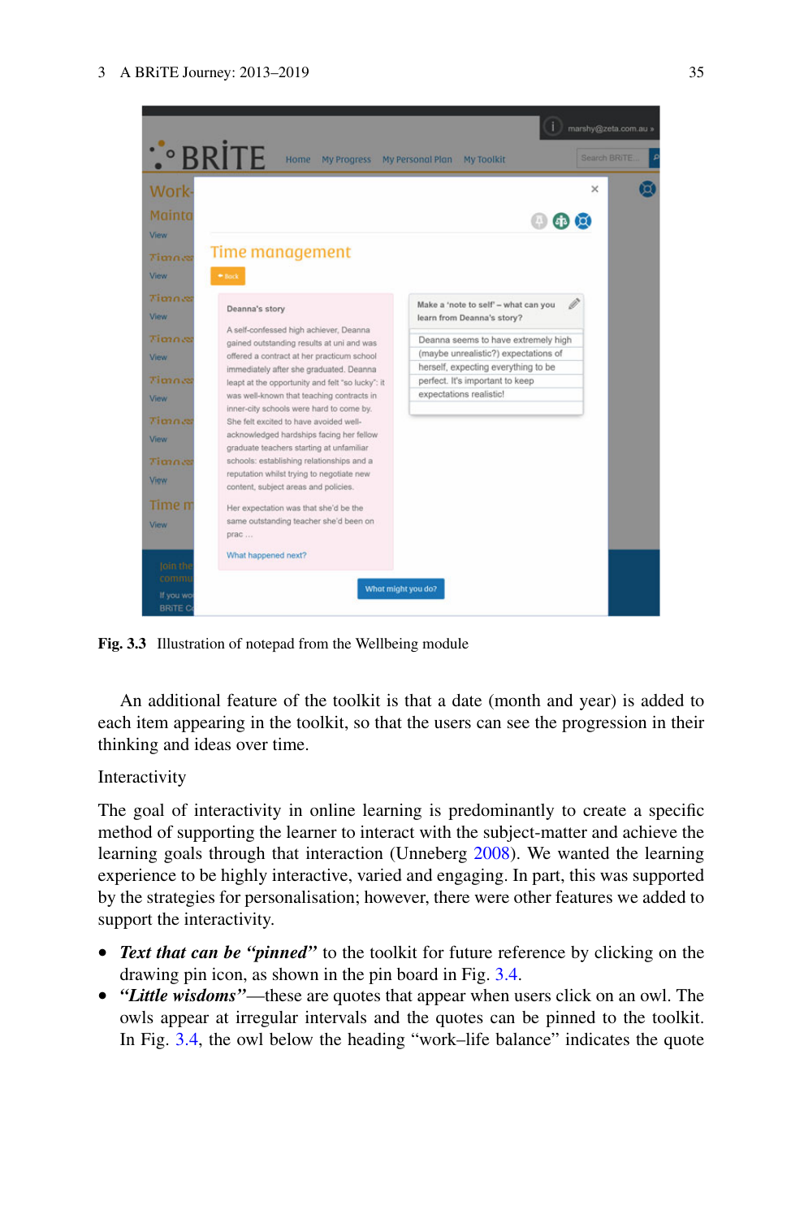**Fig. 3.3** Illustration of notepad from the Wellbeing module

An additional feature of the toolkit is that a date (month and year) is added to each item appearing in the toolkit, so that the users can see the progression in their thinking and ideas over time.

Interactivity

The goal of interactivity in online learning is predominantly to create a specific method of supporting the learner to interact with the subject-matter and achieve the learning goals through that interaction (Unneberg 2008). We wanted the learning experience to be highly interactive, varied and engaging. In part, this was supported by the strategies for personalisation; however, there were other features we added to support the interactivity.

- ***Text that can be "pinned"*** to the toolkit for future reference by clicking on the drawing pin icon, as shown in the pin board in Fig. 3.4.
- ***"Little wisdoms"***—these are quotes that appear when users click on an owl. The owls appear at irregular intervals and the quotes can be pinned to the toolkit. In Fig. 3.4, the owl below the heading "work–life balance" indicates the quote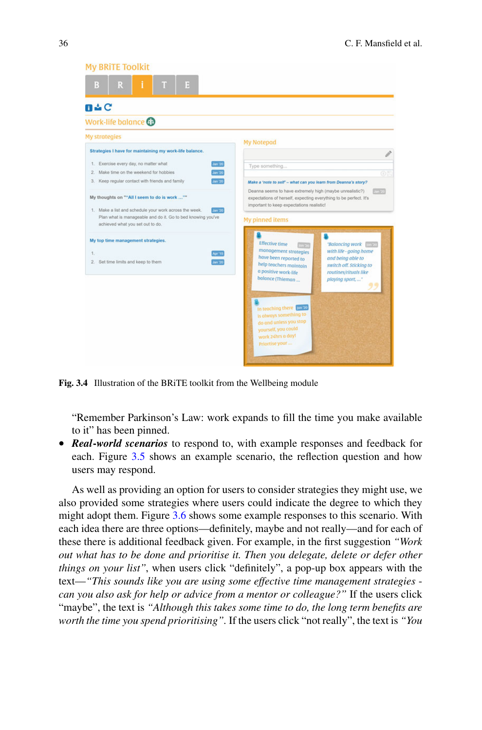Fig. 3.4 Illustration of the BRiTE toolkit from the Wellbeing module

"Remember Parkinson's Law: work expands to fill the time you make available to it" has been pinned.

- ***Real-world scenarios*** to respond to, with example responses and feedback for each. Figure 3.5 shows an example scenario, the reflection question and how users may respond.

As well as providing an option for users to consider strategies they might use, we also provided some strategies where users could indicate the degree to which they might adopt them. Figure 3.6 shows some example responses to this scenario. With each idea there are three options—definitely, maybe and not really—and for each of these there is additional feedback given. For example, in the first suggestion *"Work out what has to be done and prioritise it. Then you delegate, delete or defer other things on your list"*, when users click "definitely", a pop-up box appears with the text—*"This sounds like you are using some effective time management strategies - can you also ask for help or advice from a mentor or colleague?"* If the users click "maybe", the text is *"Although this takes some time to do, the long term benefits are worth the time you spend prioritising"*. If the users click "not really", the text is *"You*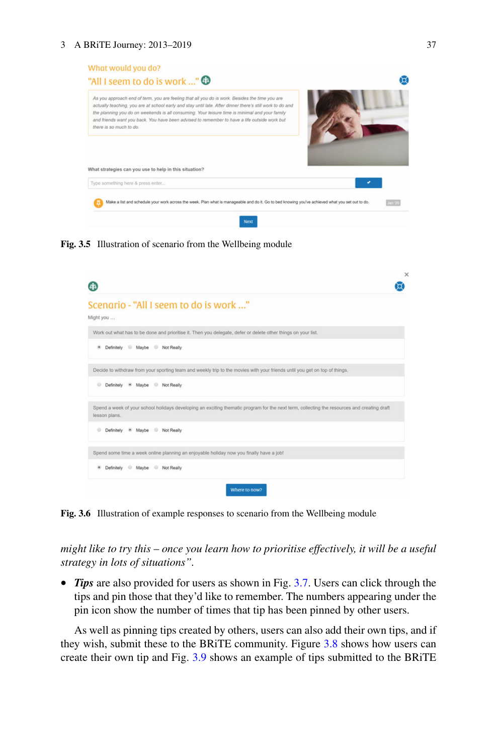Fig. 3.5 Illustration of scenario from the Wellbeing module

Fig. 3.6 Illustration of example responses to scenario from the Wellbeing module

*might like to try this – once you learn how to prioritise effectively, it will be a useful strategy in lots of situations".*

- ***Tips*** are also provided for users as shown in Fig. 3.7. Users can click through the tips and pin those that they'd like to remember. The numbers appearing under the pin icon show the number of times that tip has been pinned by other users.

As well as pinning tips created by others, users can also add their own tips, and if they wish, submit these to the BRiTE community. Figure 3.8 shows how users can create their own tip and Fig. 3.9 shows an example of tips submitted to the BRiTE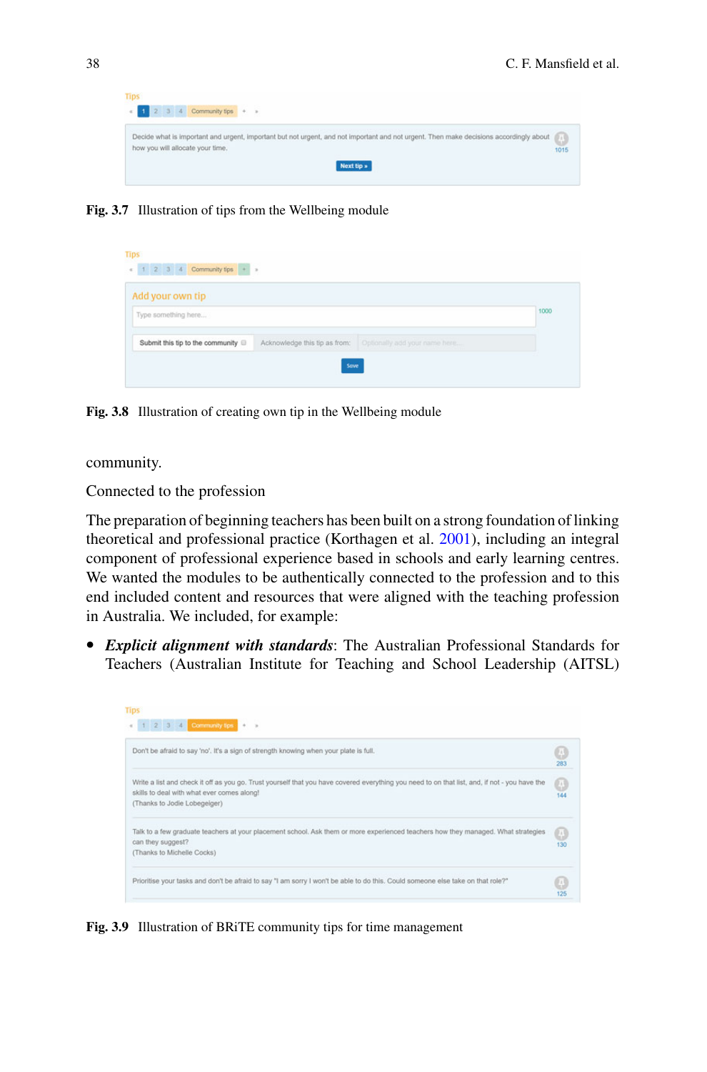Fig. 3.7 Illustration of tips from the Wellbeing module

Fig. 3.8 Illustration of creating own tip in the Wellbeing module

community.

Connected to the profession

The preparation of beginning teachers has been built on a strong foundation of linking theoretical and professional practice (Korthagen et al. 2001), including an integral component of professional experience based in schools and early learning centres. We wanted the modules to be authentically connected to the profession and to this end included content and resources that were aligned with the teaching profession in Australia. We included, for example:

- ***Explicit alignment with standards***: The Australian Professional Standards for Teachers (Australian Institute for Teaching and School Leadership (AITSL)

Fig. 3.9 Illustration of BRiTE community tips for time management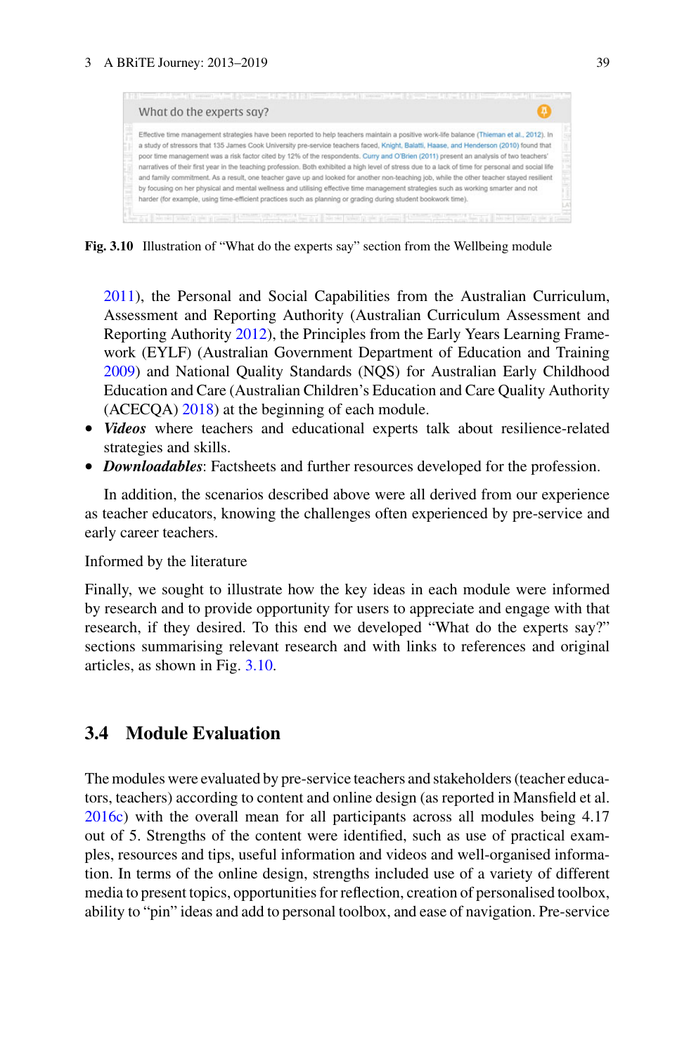What do the experts say?

Effective time management strategies have been reported to help teachers maintain a positive work-life balance (Thieman et al., 2012). In a study of stressors that 135 James Cook University pre-service teachers faced, Knight, Balatti, Haase, and Henderson (2010) found that poor time management was a risk factor cited by 12% of the respondents. Curry and O'Brien (2011) present an analysis of two teachers' narratives of their first year in the teaching profession. Both exhibited a high level of stress due to a lack of time for personal and social life and family commitment. As a result, one teacher gave up and looked for another non-teaching job, while the other teacher stayed resilient by focusing on her physical and mental wellness and utilising effective time management strategies such as working smarter and not harder (for example, using time-efficient practices such as planning or grading during student bookwork time).

**Fig. 3.10** Illustration of "What do the experts say" section from the Wellbeing module

2011), the Personal and Social Capabilities from the Australian Curriculum, Assessment and Reporting Authority (Australian Curriculum Assessment and Reporting Authority 2012), the Principles from the Early Years Learning Framework (EYLF) (Australian Government Department of Education and Training 2009) and National Quality Standards (NQS) for Australian Early Childhood Education and Care (Australian Children's Education and Care Quality Authority (ACECQA) 2018) at the beginning of each module.

- ***Videos*** where teachers and educational experts talk about resilience-related strategies and skills.
- ***Downloadables***: Factsheets and further resources developed for the profession.

In addition, the scenarios described above were all derived from our experience as teacher educators, knowing the challenges often experienced by pre-service and early career teachers.

Informed by the literature

Finally, we sought to illustrate how the key ideas in each module were informed by research and to provide opportunity for users to appreciate and engage with that research, if they desired. To this end we developed "What do the experts say?" sections summarising relevant research and with links to references and original articles, as shown in Fig. 3.10.

## 3.4 Module Evaluation

The modules were evaluated by pre-service teachers and stakeholders (teacher educators, teachers) according to content and online design (as reported in Mansfield et al. 2016c) with the overall mean for all participants across all modules being 4.17 out of 5. Strengths of the content were identified, such as use of practical examples, resources and tips, useful information and videos and well-organised information. In terms of the online design, strengths included use of a variety of different media to present topics, opportunities for reflection, creation of personalised toolbox, ability to "pin" ideas and add to personal toolbox, and ease of navigation. Pre-service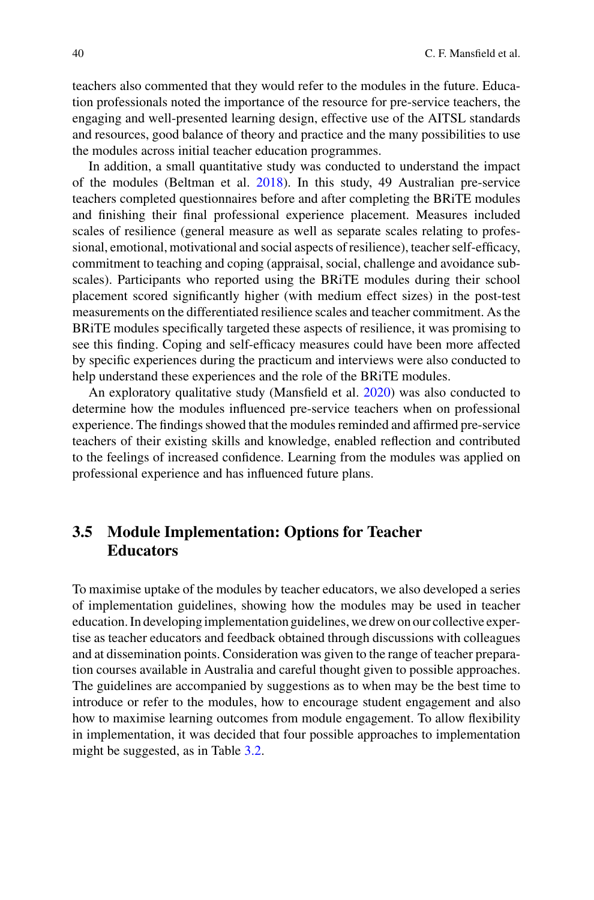teachers also commented that they would refer to the modules in the future. Education professionals noted the importance of the resource for pre-service teachers, the engaging and well-presented learning design, effective use of the AITSL standards and resources, good balance of theory and practice and the many possibilities to use the modules across initial teacher education programmes.

In addition, a small quantitative study was conducted to understand the impact of the modules (Beltman et al. 2018). In this study, 49 Australian pre-service teachers completed questionnaires before and after completing the BRiTE modules and finishing their final professional experience placement. Measures included scales of resilience (general measure as well as separate scales relating to professional, emotional, motivational and social aspects of resilience), teacher self-efficacy, commitment to teaching and coping (appraisal, social, challenge and avoidance subscales). Participants who reported using the BRiTE modules during their school placement scored significantly higher (with medium effect sizes) in the post-test measurements on the differentiated resilience scales and teacher commitment. As the BRiTE modules specifically targeted these aspects of resilience, it was promising to see this finding. Coping and self-efficacy measures could have been more affected by specific experiences during the practicum and interviews were also conducted to help understand these experiences and the role of the BRiTE modules.

An exploratory qualitative study (Mansfield et al. 2020) was also conducted to determine how the modules influenced pre-service teachers when on professional experience. The findings showed that the modules reminded and affirmed pre-service teachers of their existing skills and knowledge, enabled reflection and contributed to the feelings of increased confidence. Learning from the modules was applied on professional experience and has influenced future plans.

## 3.5 Module Implementation: Options for Teacher Educators

To maximise uptake of the modules by teacher educators, we also developed a series of implementation guidelines, showing how the modules may be used in teacher education. In developing implementation guidelines, we drew on our collective expertise as teacher educators and feedback obtained through discussions with colleagues and at dissemination points. Consideration was given to the range of teacher preparation courses available in Australia and careful thought given to possible approaches. The guidelines are accompanied by suggestions as to when may be the best time to introduce or refer to the modules, how to encourage student engagement and also how to maximise learning outcomes from module engagement. To allow flexibility in implementation, it was decided that four possible approaches to implementation might be suggested, as in Table 3.2.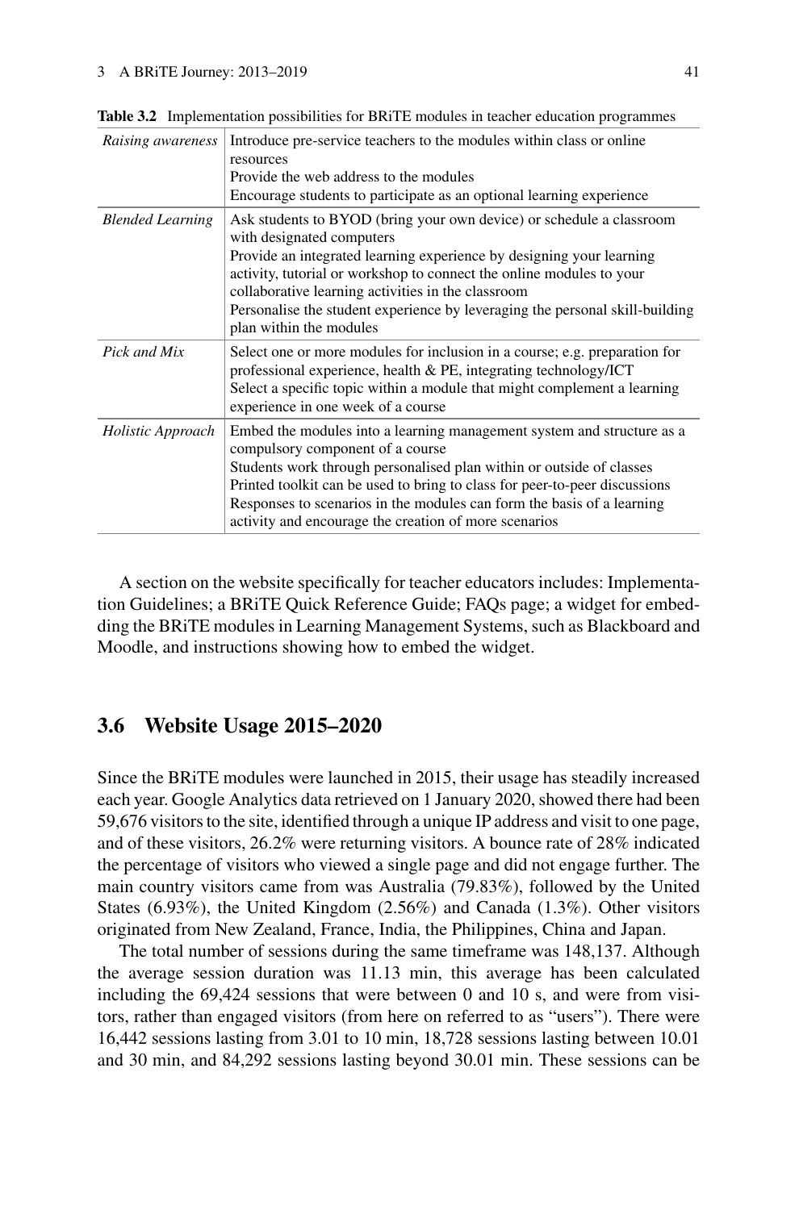**Table 3.2** Implementation possibilities for BRiTE modules in teacher education programmes

| | |
|---|---|
| *Raising awareness* | Introduce pre-service teachers to the modules within class or online resources<br>Provide the web address to the modules<br>Encourage students to participate as an optional learning experience |
| *Blended Learning* | Ask students to BYOD (bring your own device) or schedule a classroom with designated computers<br>Provide an integrated learning experience by designing your learning activity, tutorial or workshop to connect the online modules to your collaborative learning activities in the classroom<br>Personalise the student experience by leveraging the personal skill-building plan within the modules |
| *Pick and Mix* | Select one or more modules for inclusion in a course; e.g. preparation for professional experience, health & PE, integrating technology/ICT<br>Select a specific topic within a module that might complement a learning experience in one week of a course |
| *Holistic Approach* | Embed the modules into a learning management system and structure as a compulsory component of a course<br>Students work through personalised plan within or outside of classes<br>Printed toolkit can be used to bring to class for peer-to-peer discussions<br>Responses to scenarios in the modules can form the basis of a learning activity and encourage the creation of more scenarios |

A section on the website specifically for teacher educators includes: Implementation Guidelines; a BRiTE Quick Reference Guide; FAQs page; a widget for embedding the BRiTE modules in Learning Management Systems, such as Blackboard and Moodle, and instructions showing how to embed the widget.

## 3.6 Website Usage 2015–2020

Since the BRiTE modules were launched in 2015, their usage has steadily increased each year. Google Analytics data retrieved on 1 January 2020, showed there had been 59,676 visitors to the site, identified through a unique IP address and visit to one page, and of these visitors, 26.2% were returning visitors. A bounce rate of 28% indicated the percentage of visitors who viewed a single page and did not engage further. The main country visitors came from was Australia (79.83%), followed by the United States (6.93%), the United Kingdom (2.56%) and Canada (1.3%). Other visitors originated from New Zealand, France, India, the Philippines, China and Japan.

The total number of sessions during the same timeframe was 148,137. Although the average session duration was 11.13 min, this average has been calculated including the 69,424 sessions that were between 0 and 10 s, and were from visitors, rather than engaged visitors (from here on referred to as "users"). There were 16,442 sessions lasting from 3.01 to 10 min, 18,728 sessions lasting between 10.01 and 30 min, and 84,292 sessions lasting beyond 30.01 min. These sessions can be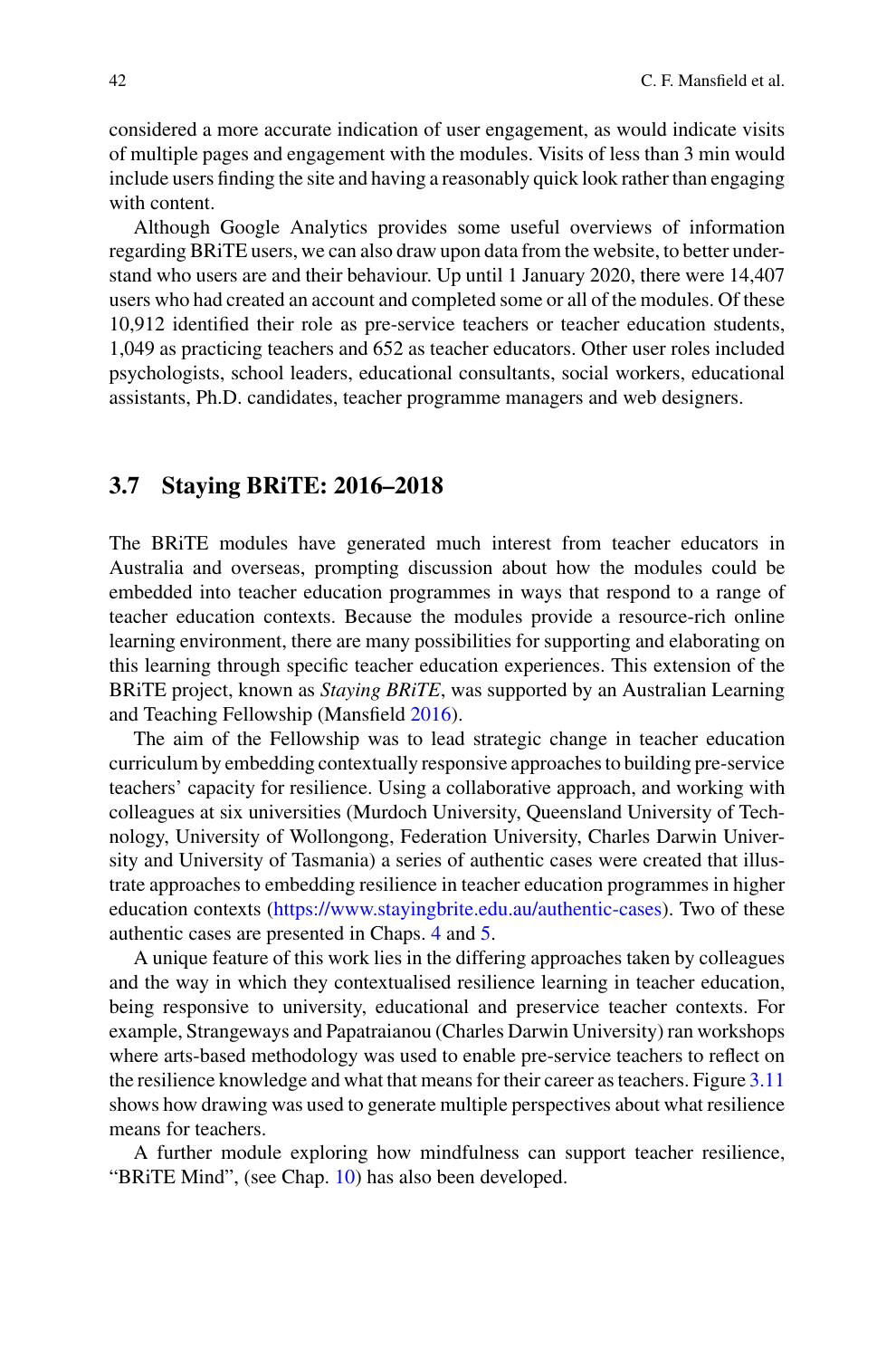considered a more accurate indication of user engagement, as would indicate visits of multiple pages and engagement with the modules. Visits of less than 3 min would include users finding the site and having a reasonably quick look rather than engaging with content.

Although Google Analytics provides some useful overviews of information regarding BRiTE users, we can also draw upon data from the website, to better understand who users are and their behaviour. Up until 1 January 2020, there were 14,407 users who had created an account and completed some or all of the modules. Of these 10,912 identified their role as pre-service teachers or teacher education students, 1,049 as practicing teachers and 652 as teacher educators. Other user roles included psychologists, school leaders, educational consultants, social workers, educational assistants, Ph.D. candidates, teacher programme managers and web designers.

## 3.7 Staying BRiTE: 2016–2018

The BRiTE modules have generated much interest from teacher educators in Australia and overseas, prompting discussion about how the modules could be embedded into teacher education programmes in ways that respond to a range of teacher education contexts. Because the modules provide a resource-rich online learning environment, there are many possibilities for supporting and elaborating on this learning through specific teacher education experiences. This extension of the BRiTE project, known as *Staying BRiTE*, was supported by an Australian Learning and Teaching Fellowship (Mansfield 2016).

The aim of the Fellowship was to lead strategic change in teacher education curriculum by embedding contextually responsive approaches to building pre-service teachers' capacity for resilience. Using a collaborative approach, and working with colleagues at six universities (Murdoch University, Queensland University of Technology, University of Wollongong, Federation University, Charles Darwin University and University of Tasmania) a series of authentic cases were created that illustrate approaches to embedding resilience in teacher education programmes in higher education contexts (https://www.stayingbrite.edu.au/authentic-cases). Two of these authentic cases are presented in Chaps. 4 and 5.

A unique feature of this work lies in the differing approaches taken by colleagues and the way in which they contextualised resilience learning in teacher education, being responsive to university, educational and preservice teacher contexts. For example, Strangeways and Papatraianou (Charles Darwin University) ran workshops where arts-based methodology was used to enable pre-service teachers to reflect on the resilience knowledge and what that means for their career as teachers. Figure 3.11 shows how drawing was used to generate multiple perspectives about what resilience means for teachers.

A further module exploring how mindfulness can support teacher resilience, "BRiTE Mind", (see Chap. 10) has also been developed.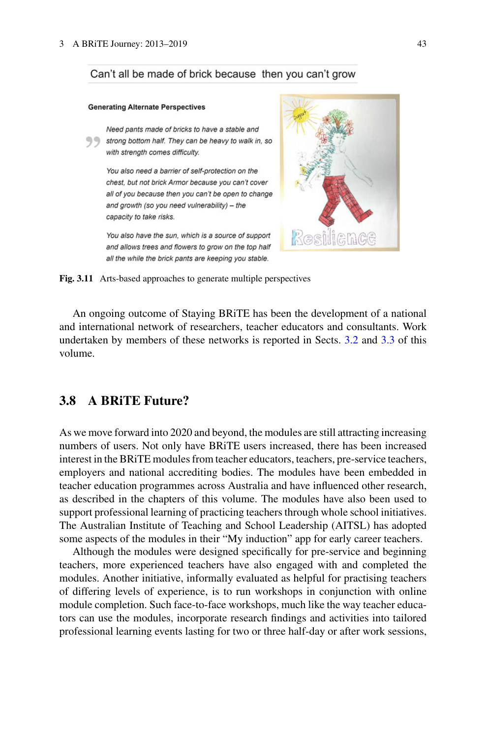Can't all be made of brick because then you can't grow

**Generating Alternate Perspectives**

*Need pants made of bricks to have a stable and strong bottom half. They can be heavy to walk in, so with strength comes difficulty.*

*You also need a barrier of self-protection on the chest, but not brick Armor because you can't cover all of you because then you can't be open to change and growth (so you need vulnerability) – the capacity to take risks.*

*You also have the sun, which is a source of support and allows trees and flowers to grow on the top half all the while the brick pants are keeping you stable.*

Resilience

**Fig. 3.11** Arts-based approaches to generate multiple perspectives

An ongoing outcome of Staying BRiTE has been the development of a national and international network of researchers, teacher educators and consultants. Work undertaken by members of these networks is reported in Sects. 3.2 and 3.3 of this volume.

## 3.8 A BRiTE Future?

As we move forward into 2020 and beyond, the modules are still attracting increasing numbers of users. Not only have BRiTE users increased, there has been increased interest in the BRiTE modules from teacher educators, teachers, pre-service teachers, employers and national accrediting bodies. The modules have been embedded in teacher education programmes across Australia and have influenced other research, as described in the chapters of this volume. The modules have also been used to support professional learning of practicing teachers through whole school initiatives. The Australian Institute of Teaching and School Leadership (AITSL) has adopted some aspects of the modules in their "My induction" app for early career teachers.

Although the modules were designed specifically for pre-service and beginning teachers, more experienced teachers have also engaged with and completed the modules. Another initiative, informally evaluated as helpful for practising teachers of differing levels of experience, is to run workshops in conjunction with online module completion. Such face-to-face workshops, much like the way teacher educators can use the modules, incorporate research findings and activities into tailored professional learning events lasting for two or three half-day or after work sessions,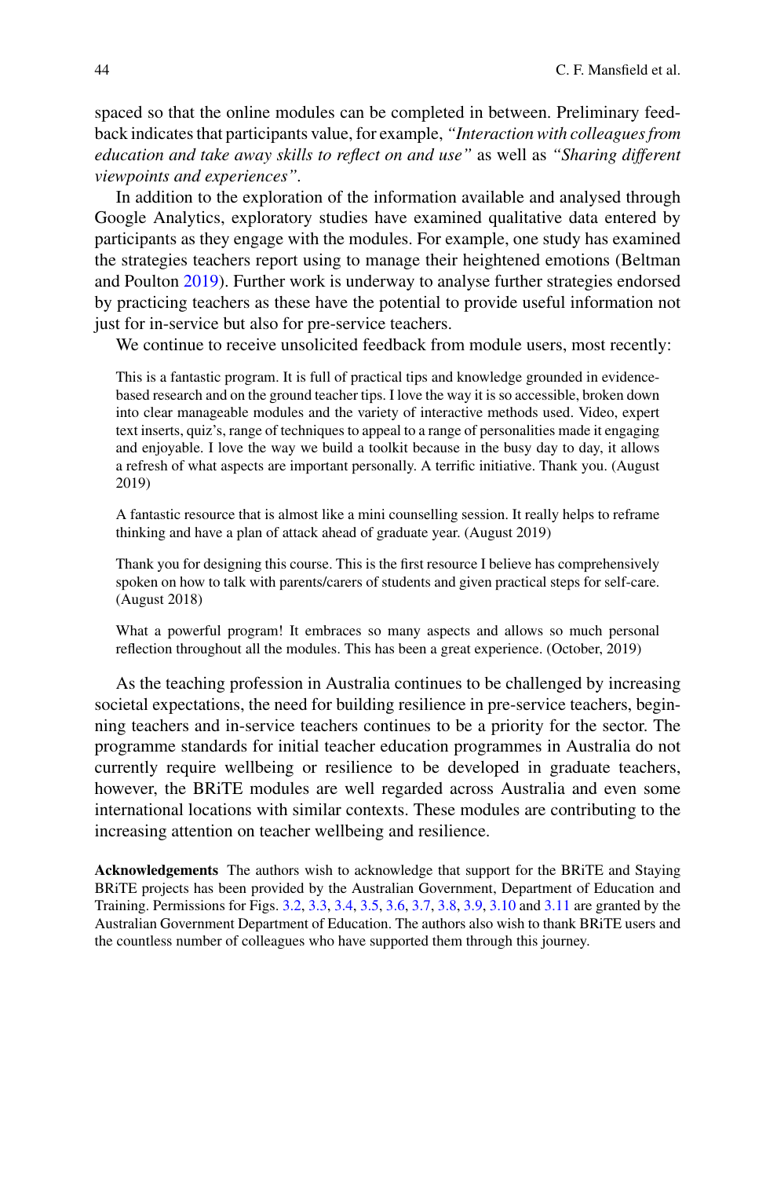spaced so that the online modules can be completed in between. Preliminary feedback indicates that participants value, for example, *"Interaction with colleagues from education and take away skills to reflect on and use"* as well as *"Sharing different viewpoints and experiences"*.

In addition to the exploration of the information available and analysed through Google Analytics, exploratory studies have examined qualitative data entered by participants as they engage with the modules. For example, one study has examined the strategies teachers report using to manage their heightened emotions (Beltman and Poulton 2019). Further work is underway to analyse further strategies endorsed by practicing teachers as these have the potential to provide useful information not just for in-service but also for pre-service teachers.

We continue to receive unsolicited feedback from module users, most recently:

> This is a fantastic program. It is full of practical tips and knowledge grounded in evidence-based research and on the ground teacher tips. I love the way it is so accessible, broken down into clear manageable modules and the variety of interactive methods used. Video, expert text inserts, quiz's, range of techniques to appeal to a range of personalities made it engaging and enjoyable. I love the way we build a toolkit because in the busy day to day, it allows a refresh of what aspects are important personally. A terrific initiative. Thank you. (August 2019)

> A fantastic resource that is almost like a mini counselling session. It really helps to reframe thinking and have a plan of attack ahead of graduate year. (August 2019)

> Thank you for designing this course. This is the first resource I believe has comprehensively spoken on how to talk with parents/carers of students and given practical steps for self-care. (August 2018)

> What a powerful program! It embraces so many aspects and allows so much personal reflection throughout all the modules. This has been a great experience. (October, 2019)

As the teaching profession in Australia continues to be challenged by increasing societal expectations, the need for building resilience in pre-service teachers, beginning teachers and in-service teachers continues to be a priority for the sector. The programme standards for initial teacher education programmes in Australia do not currently require wellbeing or resilience to be developed in graduate teachers, however, the BRiTE modules are well regarded across Australia and even some international locations with similar contexts. These modules are contributing to the increasing attention on teacher wellbeing and resilience.

**Acknowledgements** The authors wish to acknowledge that support for the BRiTE and Staying BRiTE projects has been provided by the Australian Government, Department of Education and Training. Permissions for Figs. 3.2, 3.3, 3.4, 3.5, 3.6, 3.7, 3.8, 3.9, 3.10 and 3.11 are granted by the Australian Government Department of Education. The authors also wish to thank BRiTE users and the countless number of colleagues who have supported them through this journey.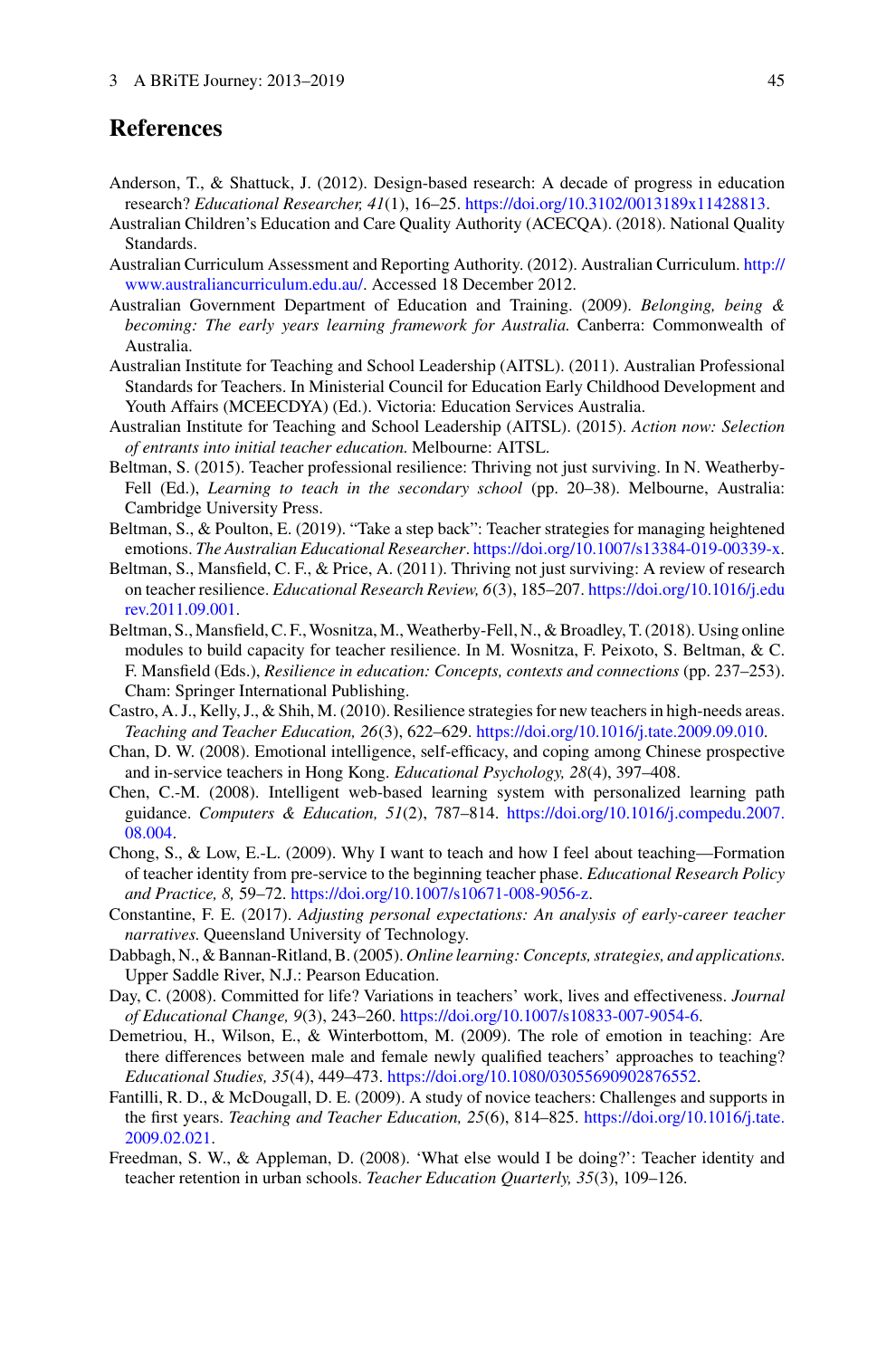## References

Anderson, T., & Shattuck, J. (2012). Design-based research: A decade of progress in education research? *Educational Researcher, 41*(1), 16–25. https://doi.org/10.3102/0013189x11428813.

Australian Children's Education and Care Quality Authority (ACECQA). (2018). National Quality Standards.

Australian Curriculum Assessment and Reporting Authority. (2012). Australian Curriculum. http://www.australiancurriculum.edu.au/. Accessed 18 December 2012.

Australian Government Department of Education and Training. (2009). *Belonging, being & becoming: The early years learning framework for Australia.* Canberra: Commonwealth of Australia.

Australian Institute for Teaching and School Leadership (AITSL). (2011). Australian Professional Standards for Teachers. In Ministerial Council for Education Early Childhood Development and Youth Affairs (MCEECDYA) (Ed.). Victoria: Education Services Australia.

Australian Institute for Teaching and School Leadership (AITSL). (2015). *Action now: Selection of entrants into initial teacher education.* Melbourne: AITSL.

Beltman, S. (2015). Teacher professional resilience: Thriving not just surviving. In N. Weatherby-Fell (Ed.), *Learning to teach in the secondary school* (pp. 20–38). Melbourne, Australia: Cambridge University Press.

Beltman, S., & Poulton, E. (2019). "Take a step back": Teacher strategies for managing heightened emotions. *The Australian Educational Researcher*. https://doi.org/10.1007/s13384-019-00339-x.

Beltman, S., Mansfield, C. F., & Price, A. (2011). Thriving not just surviving: A review of research on teacher resilience. *Educational Research Review, 6*(3), 185–207. https://doi.org/10.1016/j.edurev.2011.09.001.

Beltman, S., Mansfield, C. F., Wosnitza, M., Weatherby-Fell, N., & Broadley, T. (2018). Using online modules to build capacity for teacher resilience. In M. Wosnitza, F. Peixoto, S. Beltman, & C. F. Mansfield (Eds.), *Resilience in education: Concepts, contexts and connections* (pp. 237–253). Cham: Springer International Publishing.

Castro, A. J., Kelly, J., & Shih, M. (2010). Resilience strategies for new teachers in high-needs areas. *Teaching and Teacher Education, 26*(3), 622–629. https://doi.org/10.1016/j.tate.2009.09.010.

Chan, D. W. (2008). Emotional intelligence, self-efficacy, and coping among Chinese prospective and in-service teachers in Hong Kong. *Educational Psychology, 28*(4), 397–408.

Chen, C.-M. (2008). Intelligent web-based learning system with personalized learning path guidance. *Computers & Education, 51*(2), 787–814. https://doi.org/10.1016/j.compedu.2007.08.004.

Chong, S., & Low, E.-L. (2009). Why I want to teach and how I feel about teaching—Formation of teacher identity from pre-service to the beginning teacher phase. *Educational Research Policy and Practice, 8,* 59–72. https://doi.org/10.1007/s10671-008-9056-z.

Constantine, F. E. (2017). *Adjusting personal expectations: An analysis of early-career teacher narratives.* Queensland University of Technology.

Dabbagh, N., & Bannan-Ritland, B. (2005). *Online learning: Concepts, strategies, and applications.* Upper Saddle River, N.J.: Pearson Education.

Day, C. (2008). Committed for life? Variations in teachers' work, lives and effectiveness. *Journal of Educational Change, 9*(3), 243–260. https://doi.org/10.1007/s10833-007-9054-6.

Demetriou, H., Wilson, E., & Winterbottom, M. (2009). The role of emotion in teaching: Are there differences between male and female newly qualified teachers' approaches to teaching? *Educational Studies, 35*(4), 449–473. https://doi.org/10.1080/03055690902876552.

Fantilli, R. D., & McDougall, D. E. (2009). A study of novice teachers: Challenges and supports in the first years. *Teaching and Teacher Education, 25*(6), 814–825. https://doi.org/10.1016/j.tate.2009.02.021.

Freedman, S. W., & Appleman, D. (2008). 'What else would I be doing?': Teacher identity and teacher retention in urban schools. *Teacher Education Quarterly, 35*(3), 109–126.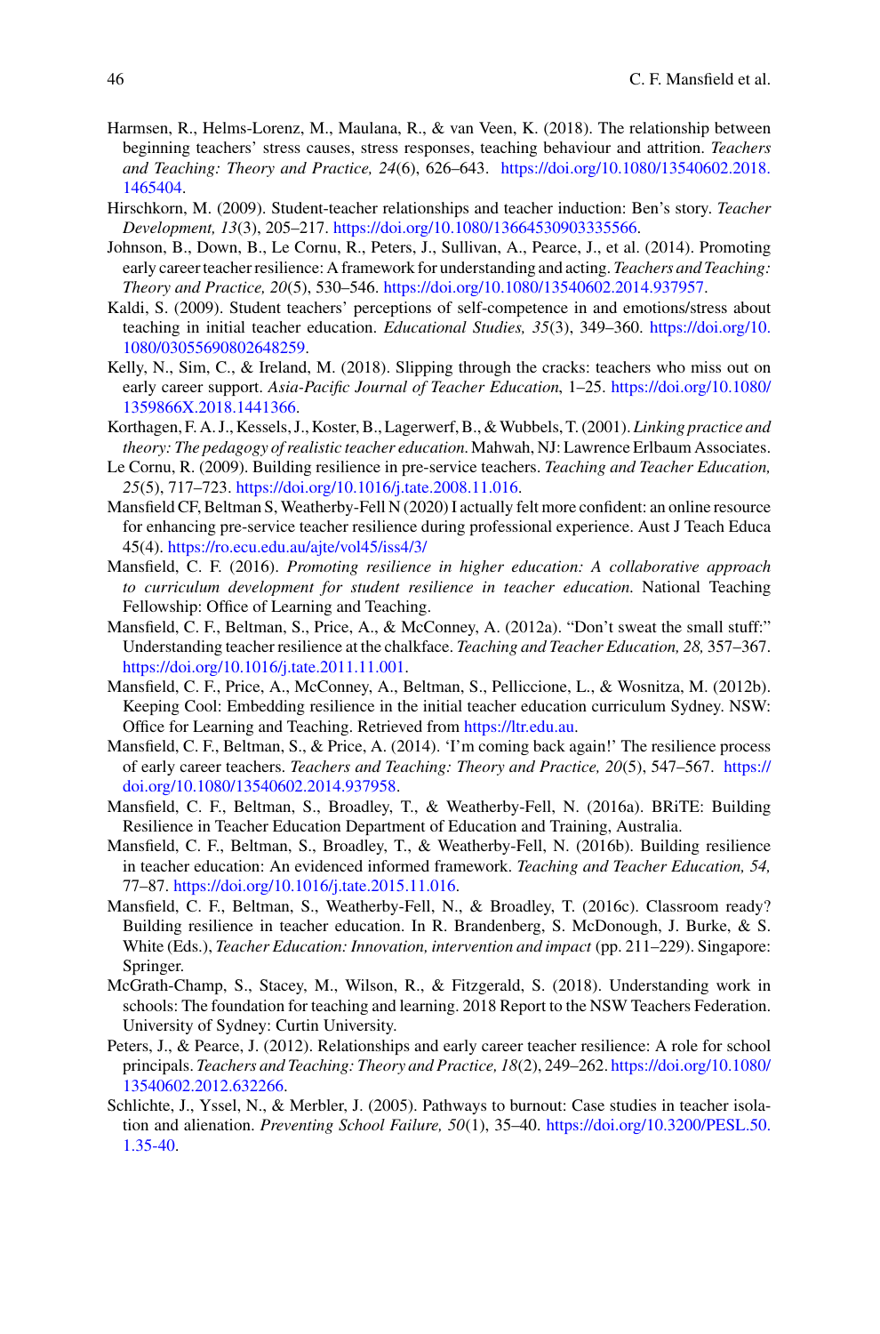Harmsen, R., Helms-Lorenz, M., Maulana, R., & van Veen, K. (2018). The relationship between beginning teachers' stress causes, stress responses, teaching behaviour and attrition. *Teachers and Teaching: Theory and Practice, 24*(6), 626–643. https://doi.org/10.1080/13540602.2018.1465404.

Hirschkorn, M. (2009). Student-teacher relationships and teacher induction: Ben's story. *Teacher Development, 13*(3), 205–217. https://doi.org/10.1080/13664530903335566.

Johnson, B., Down, B., Le Cornu, R., Peters, J., Sullivan, A., Pearce, J., et al. (2014). Promoting early career teacher resilience: A framework for understanding and acting. *Teachers and Teaching: Theory and Practice, 20*(5), 530–546. https://doi.org/10.1080/13540602.2014.937957.

Kaldi, S. (2009). Student teachers' perceptions of self-competence in and emotions/stress about teaching in initial teacher education. *Educational Studies, 35*(3), 349–360. https://doi.org/10.1080/03055690802648259.

Kelly, N., Sim, C., & Ireland, M. (2018). Slipping through the cracks: teachers who miss out on early career support. *Asia-Pacific Journal of Teacher Education*, 1–25. https://doi.org/10.1080/1359866X.2018.1441366.

Korthagen, F. A. J., Kessels, J., Koster, B., Lagerwerf, B., & Wubbels, T. (2001). *Linking practice and theory: The pedagogy of realistic teacher education.* Mahwah, NJ: Lawrence Erlbaum Associates.

Le Cornu, R. (2009). Building resilience in pre-service teachers. *Teaching and Teacher Education, 25*(5), 717–723. https://doi.org/10.1016/j.tate.2008.11.016.

Mansfield CF, Beltman S, Weatherby-Fell N (2020) I actually felt more confident: an online resource for enhancing pre-service teacher resilience during professional experience. Aust J Teach Educa 45(4). https://ro.ecu.edu.au/ajte/vol45/iss4/3/

Mansfield, C. F. (2016). *Promoting resilience in higher education: A collaborative approach to curriculum development for student resilience in teacher education.* National Teaching Fellowship: Office of Learning and Teaching.

Mansfield, C. F., Beltman, S., Price, A., & McConney, A. (2012a). "Don't sweat the small stuff:" Understanding teacher resilience at the chalkface. *Teaching and Teacher Education, 28,* 357–367. https://doi.org/10.1016/j.tate.2011.11.001.

Mansfield, C. F., Price, A., McConney, A., Beltman, S., Pelliccione, L., & Wosnitza, M. (2012b). Keeping Cool: Embedding resilience in the initial teacher education curriculum Sydney. NSW: Office for Learning and Teaching. Retrieved from https://ltr.edu.au.

Mansfield, C. F., Beltman, S., & Price, A. (2014). 'I'm coming back again!' The resilience process of early career teachers. *Teachers and Teaching: Theory and Practice, 20*(5), 547–567. https://doi.org/10.1080/13540602.2014.937958.

Mansfield, C. F., Beltman, S., Broadley, T., & Weatherby-Fell, N. (2016a). BRiTE: Building Resilience in Teacher Education Department of Education and Training, Australia.

Mansfield, C. F., Beltman, S., Broadley, T., & Weatherby-Fell, N. (2016b). Building resilience in teacher education: An evidenced informed framework. *Teaching and Teacher Education, 54,* 77–87. https://doi.org/10.1016/j.tate.2015.11.016.

Mansfield, C. F., Beltman, S., Weatherby-Fell, N., & Broadley, T. (2016c). Classroom ready? Building resilience in teacher education. In R. Brandenberg, S. McDonough, J. Burke, & S. White (Eds.), *Teacher Education: Innovation, intervention and impact* (pp. 211–229). Singapore: Springer.

McGrath-Champ, S., Stacey, M., Wilson, R., & Fitzgerald, S. (2018). Understanding work in schools: The foundation for teaching and learning. 2018 Report to the NSW Teachers Federation. University of Sydney: Curtin University.

Peters, J., & Pearce, J. (2012). Relationships and early career teacher resilience: A role for school principals. *Teachers and Teaching: Theory and Practice, 18*(2), 249–262. https://doi.org/10.1080/13540602.2012.632266.

Schlichte, J., Yssel, N., & Merbler, J. (2005). Pathways to burnout: Case studies in teacher isolation and alienation. *Preventing School Failure, 50*(1), 35–40. https://doi.org/10.3200/PESL.50.1.35-40.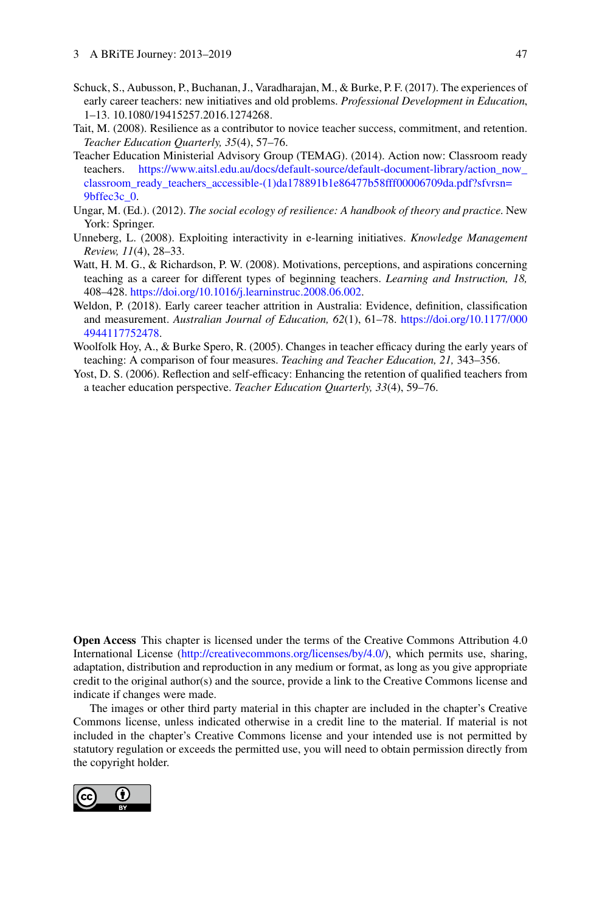Schuck, S., Aubusson, P., Buchanan, J., Varadharajan, M., & Burke, P. F. (2017). The experiences of early career teachers: new initiatives and old problems. *Professional Development in Education*, 1–13. 10.1080/19415257.2016.1274268.

Tait, M. (2008). Resilience as a contributor to novice teacher success, commitment, and retention. *Teacher Education Quarterly, 35*(4), 57–76.

Teacher Education Ministerial Advisory Group (TEMAG). (2014). Action now: Classroom ready teachers. https://www.aitsl.edu.au/docs/default-source/default-document-library/action_now_classroom_ready_teachers_accessible-(1)da178891b1e86477b58fff00006709da.pdf?sfvrsn=9bffec3c_0.

Ungar, M. (Ed.). (2012). *The social ecology of resilience: A handbook of theory and practice*. New York: Springer.

Unneberg, L. (2008). Exploiting interactivity in e-learning initiatives. *Knowledge Management Review, 11*(4), 28–33.

Watt, H. M. G., & Richardson, P. W. (2008). Motivations, perceptions, and aspirations concerning teaching as a career for different types of beginning teachers. *Learning and Instruction, 18,* 408–428. https://doi.org/10.1016/j.learninstruc.2008.06.002.

Weldon, P. (2018). Early career teacher attrition in Australia: Evidence, definition, classification and measurement. *Australian Journal of Education, 62*(1), 61–78. https://doi.org/10.1177/0004944117752478.

Woolfolk Hoy, A., & Burke Spero, R. (2005). Changes in teacher efficacy during the early years of teaching: A comparison of four measures. *Teaching and Teacher Education, 21,* 343–356.

Yost, D. S. (2006). Reflection and self-efficacy: Enhancing the retention of qualified teachers from a teacher education perspective. *Teacher Education Quarterly, 33*(4), 59–76.

**Open Access** This chapter is licensed under the terms of the Creative Commons Attribution 4.0 International License (http://creativecommons.org/licenses/by/4.0/), which permits use, sharing, adaptation, distribution and reproduction in any medium or format, as long as you give appropriate credit to the original author(s) and the source, provide a link to the Creative Commons license and indicate if changes were made.

The images or other third party material in this chapter are included in the chapter's Creative Commons license, unless indicated otherwise in a credit line to the material. If material is not included in the chapter's Creative Commons license and your intended use is not permitted by statutory regulation or exceeds the permitted use, you will need to obtain permission directly from the copyright holder.